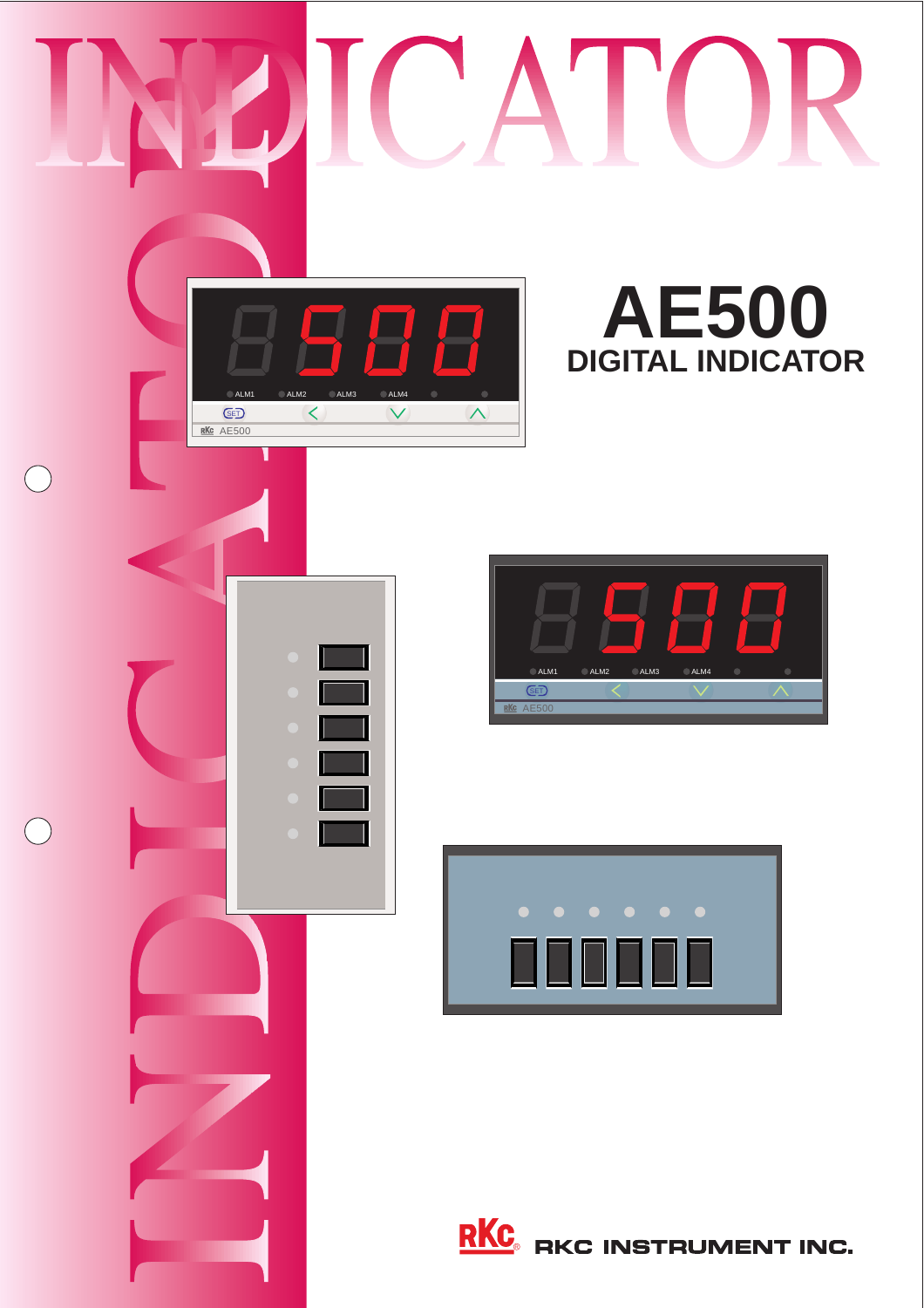# INDICATOR

# AE500

## DIGITAL INDICATOR

RKC INSTRUMENT INC.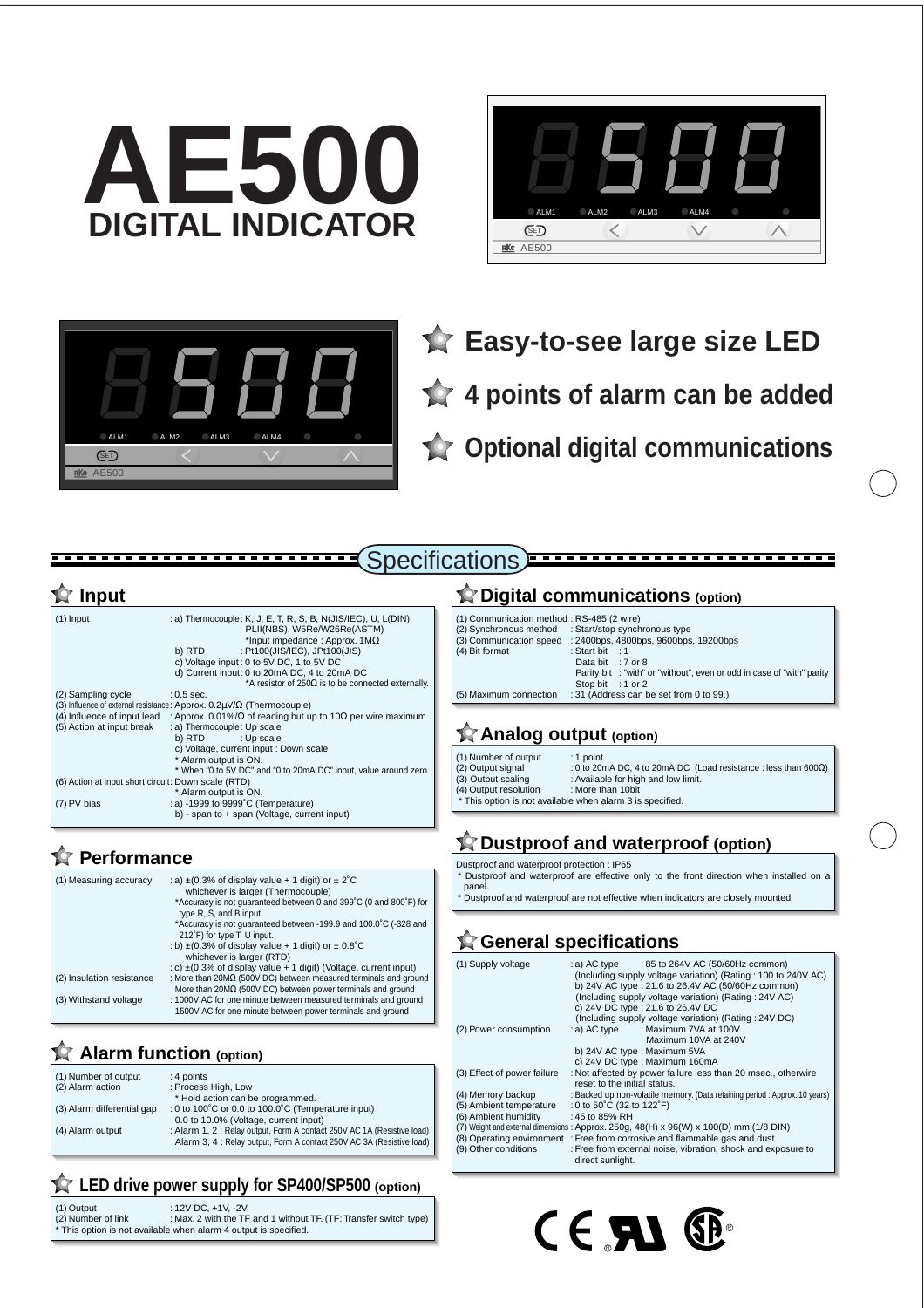# AE500
## DIGITAL INDICATOR

- Easy-to-see large size LED
- 4 points of alarm can be added
- Optional digital communications

## Specifications

### Input

| | |
|---|---|
| (1) Input | : a) Thermocouple : K, J, E, T, R, S, B, N(JIS/IEC), U, L(DIN), PLII(NBS), W5Re/W26Re(ASTM) *Input impedance : Approx. 1MΩ<br>b) RTD : Pt100(JIS/IEC), JPt100(JIS)<br>c) Voltage input : 0 to 5V DC, 1 to 5V DC<br>d) Current input: 0 to 20mA DC, 4 to 20mA DC *A resistor of 250Ω is to be connected externally. |
| (2) Sampling cycle | : 0.5 sec. |
| (3) Influence of external resistance | : Approx. 0.2µV/Ω (Thermocouple) |
| (4) Influence of input lead | : Approx. 0.01%/Ω of reading but up to 10Ω per wire maximum |
| (5) Action at input break | : a) Thermocouple : Up scale<br>b) RTD : Up scale<br>c) Voltage, current input : Down scale<br>* Alarm output is ON.<br>* When "0 to 5V DC" and "0 to 20mA DC" input, value around zero. |
| (6) Action at input short circuit | : Down scale (RTD)<br>* Alarm output is ON. |
| (7) PV bias | : a) -1999 to 9999˚C (Temperature)<br>b) - span to + span (Voltage, current input) |

### Performance

| | |
|---|---|
| (1) Measuring accuracy | : a) ±(0.3% of display value + 1 digit) or ± 2˚C whichever is larger (Thermocouple)<br>*Accuracy is not guaranteed between 0 and 399˚C (0 and 800˚F) for type R, S, and B input.<br>*Accuracy is not guaranteed between -199.9 and 100.0˚C (-328 and 212˚F) for type T, U input.<br>: b) ±(0.3% of display value + 1 digit) or ± 0.8˚C whichever is larger (RTD)<br>: c) ±(0.3% of display value + 1 digit) (Voltage, current input) |
| (2) Insulation resistance | : More than 20MΩ (500V DC) between measured terminals and ground<br>More than 20MΩ (500V DC) between power terminals and ground |
| (3) Withstand voltage | : 1000V AC for one minute between measured terminals and ground<br>1500V AC for one minute between power terminals and ground |

### Alarm function (option)

| | |
|---|---|
| (1) Number of output | : 4 points |
| (2) Alarm action | : Process High, Low<br>* Hold action can be programmed. |
| (3) Alarm differential gap | : 0 to 100˚C or 0.0 to 100.0˚C (Temperature input)<br>0.0 to 10.0% (Voltage, current input) |
| (4) Alarm output | : Alarm 1, 2 : Relay output, Form A contact 250V AC 1A (Resistive load)<br>Alarm 3, 4 : Relay output, Form A contact 250V AC 3A (Resistive load) |

### LED drive power supply for SP400/SP500 (option)

| | |
|---|---|
| (1) Output | : 12V DC, +1V, -2V |
| (2) Number of link | : Max. 2 with the TF and 1 without TF. (TF: Transfer switch type) |

* This option is not available when alarm 4 output is specified.

### Digital communications (option)

| | |
|---|---|
| (1) Communication method | : RS-485 (2 wire) |
| (2) Synchronous method | : Start/stop synchronous type |
| (3) Communication speed | : 2400bps, 4800bps, 9600bps, 19200bps |
| (4) Bit format | : Start bit : 1<br>Data bit : 7 or 8<br>Parity bit : "with" or "without", even or odd in case of "with" parity<br>Stop bit : 1 or 2 |
| (5) Maximum connection | : 31 (Address can be set from 0 to 99.) |

### Analog output (option)

| | |
|---|---|
| (1) Number of output | : 1 point |
| (2) Output signal | : 0 to 20mA DC, 4 to 20mA DC (Load resistance : less than 600Ω) |
| (3) Output scaling | : Available for high and low limit. |
| (4) Output resolution | : More than 10bit |

* This option is not available when alarm 3 is specified.

### Dustproof and waterproof (option)

Dustproof and waterproof protection : IP65

* Dustproof and waterproof are effective only to the front direction when installed on a panel.
* Dustproof and waterproof are not effective when indicators are closely mounted.

### General specifications

| | |
|---|---|
| (1) Supply voltage | : a) AC type : 85 to 264V AC (50/60Hz common) (Including supply voltage variation) (Rating : 100 to 240V AC)<br>b) 24V AC type : 21.6 to 26.4V AC (50/60Hz common) (Including supply voltage variation) (Rating : 24V AC)<br>c) 24V DC type : 21.6 to 26.4V DC (Including supply voltage variation) (Rating : 24V DC) |
| (2) Power consumption | : a) AC type : Maximum 7VA at 100V, Maximum 10VA at 240V<br>b) 24V AC type : Maximum 5VA<br>c) 24V DC type : Maximum 160mA |
| (3) Effect of power failure | : Not affected by power failure less than 20 msec., otherwise reset to the initial status. |
| (4) Memory backup | : Backed up non-volatile memory. (Data retaining period : Approx. 10 years) |
| (5) Ambient temperature | : 0 to 50˚C (32 to 122˚F) |
| (6) Ambient humidity | : 45 to 85% RH |
| (7) Weight and external dimensions | : Approx. 250g, 48(H) x 96(W) x 100(D) mm (1/8 DIN) |
| (8) Operating environment | : Free from corrosive and flammable gas and dust. |
| (9) Other conditions | : Free from external noise, vibration, shock and exposure to direct sunlight. |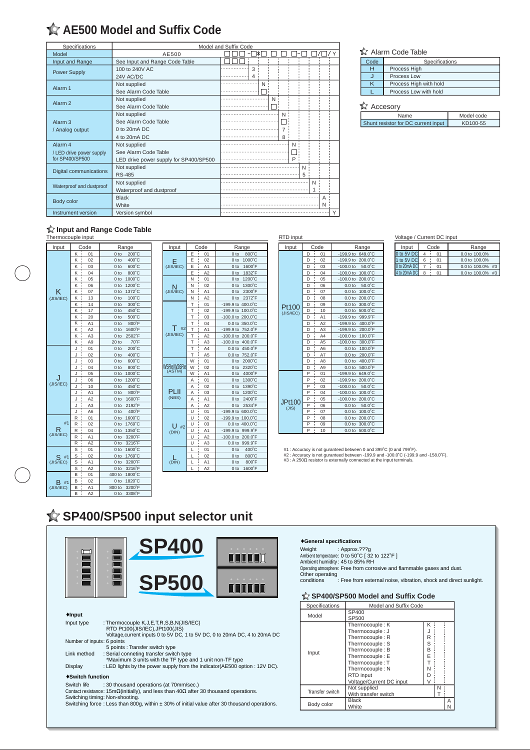## AE500 Model and Suffix Code

| Specifications | | Model and Suffix Code |
|---|---|---|
| Model | AE500 | □□□-□*□ □ □ □-□ □/□/Y |
| Input and Range | See Input and Range Code Table | □□□ |
| Power Supply | 100 to 240V AC | 3 |
| | 24V AC/DC | 4 |
| Alarm 1 | Not supplied | N |
| | See Alarm Code Table | □ |
| Alarm 2 | Not supplied | N |
| | See Alarm Code Table | □ |
| Alarm 3 / Analog output | Not supplied | N |
| | See Alarm Code Table | □ |
| | 0 to 20mA DC | 7 |
| | 4 to 20mA DC | 8 |
| Alarm 4 / LED drive power supply for SP400/SP500 | Not supplied | N |
| | See Alarm Code Table | □ |
| | LED drive power supply for SP400/SP500 | P |
| Digital communications | Not supplied | N |
| | RS-485 | 5 |
| Waterproof and dustproof | Not supplied | N |
| | Waterproof and dustproof | 1 |
| Body color | Black | A |
| | White | N |
| Instrument version | Version symbol | Y |

### Alarm Code Table

| Code | Specifications |
|---|---|
| H | Process High |
| J | Process Low |
| K | Process High with hold |
| L | Process Low with hold |

### Accesory

| Name | Model code |
|---|---|
| Shunt resistor for DC current input | KD100-55 |

### Input and Range Code Table

Thermocouple input

| Input | Code | | Range |
|---|---|---|---|
| K (JIS/IEC) | K | 01 | 0 to 200˚C |
| | K | 02 | 0 to 400˚C |
| | K | 03 | 0 to 600˚C |
| | K | 04 | 0 to 800˚C |
| | K | 05 | 0 to 1000˚C |
| | K | 06 | 0 to 1200˚C |
| | K | 07 | 0 to 1372˚C |
| | K | 13 | 0 to 100˚C |
| | K | 14 | 0 to 300˚C |
| | K | 17 | 0 to 450˚C |
| | K | 20 | 0 to 500˚C |
| | K | A1 | 0 to 800˚F |
| | K | A2 | 0 to 1600˚F |
| | K | A3 | 0 to 2502˚F |
| | K | A9 | 20 to 70˚F |
| J (JIS/IEC) | J | 01 | 0 to 200˚C |
| | J | 02 | 0 to 400˚C |
| | J | 03 | 0 to 600˚C |
| | J | 04 | 0 to 800˚C |
| | J | 05 | 0 to 1000˚C |
| | J | 06 | 0 to 1200˚C |
| | J | 10 | 0 to 450˚C |
| | J | A1 | 0 to 800˚F |
| | J | A2 | 0 to 1600˚F |
| | J | A3 | 0 to 2192˚F |
| | J | A6 | 0 to 400˚F |
| R #1 (JIS/IEC) | R | 01 | 0 to 1600˚C |
| | R | 02 | 0 to 1769˚C |
| | R | 04 | 0 to 1350˚C |
| | R | A1 | 0 to 3200˚F |
| | R | A2 | 0 to 3216˚F |
| S #1 (JIS/IEC) | S | 01 | 0 to 1600˚C |
| | S | 02 | 0 to 1769˚C |
| | S | A1 | 0 to 3200˚F |
| | S | A2 | 0 to 3216˚F |
| B #1 (JIS/IEC) | B | 01 | 400 to 1800˚C |
| | B | 02 | 0 to 1820˚C |
| | B | A1 | 800 to 3200˚F |
| | B | A2 | 0 to 3308˚F |

| Input | Code | | Range |
|---|---|---|---|
| E (JIS/IEC) | E | 01 | 0 to 800˚C |
| | E | 02 | 0 to 1000˚C |
| | E | A1 | 0 to 1600˚F |
| | E | A2 | 0 to 1832˚F |
| N (JIS/IEC) | N | 01 | 0 to 1200˚C |
| | N | 02 | 0 to 1300˚C |
| | N | A1 | 0 to 2300˚F |
| | N | A2 | 0 to 2372˚F |
| T #2 (JIS/IEC) | T | 01 | -199.9 to 400.0˚C |
| | T | 02 | -199.9 to 100.0˚C |
| | T | 03 | -100.0 to 200.0˚C |
| | T | 04 | 0.0 to 350.0˚C |
| | T | A1 | -199.9 to 752.0˚F |
| | T | A2 | -100.0 to 200.0˚F |
| | T | A3 | -100.0 to 400.0˚F |
| | T | A4 | 0.0 to 450.0˚F |
| | T | A5 | 0.0 to 752.0˚F |
| W5Re/W26Re (ASTM) | W | 01 | 0 to 2000˚C |
| | W | 02 | 0 to 2320˚C |
| | W | A1 | 0 to 4000˚F |
| PLII (NBS) | A | 01 | 0 to 1300˚C |
| | A | 02 | 0 to 1390˚C |
| | A | 03 | 0 to 1200˚C |
| | A | A1 | 0 to 2400˚F |
| | A | A2 | 0 to 2534˚F |
| U #2 (DIN) | U | 01 | -199.9 to 600.0˚C |
| | U | 02 | -199.9 to 100.0˚C |
| | U | 03 | 0.0 to 400.0˚C |
| | U | A1 | -199.9 to 999.9˚F |
| | U | A2 | -100.0 to 200.0˚F |
| | U | A3 | 0.0 to 999.9˚F |
| L (DIN) | L | 01 | 0 to 400˚C |
| | L | 02 | 0 to 800˚C |
| | L | A1 | 0 to 800˚F |
| | L | A2 | 0 to 1600˚F |

RTD input

| Input | Code | | Range |
|---|---|---|---|
| Pt100 (JIS/IEC) | D | 01 | -199.9 to 649.0˚C |
| | D | 02 | -199.9 to 200.0˚C |
| | D | 03 | -100.0 to 50.0˚C |
| | D | 04 | -100.0 to 100.0˚C |
| | D | 05 | -100.0 to 200.0˚C |
| | D | 06 | 0.0 to 50.0˚C |
| | D | 07 | 0.0 to 100.0˚C |
| | D | 08 | 0.0 to 200.0˚C |
| | D | 09 | 0.0 to 300.0˚C |
| | D | 10 | 0.0 to 500.0˚C |
| | D | A1 | -199.9 to 999.9˚F |
| | D | A2 | -199.9 to 400.0˚F |
| | D | A3 | -199.9 to 200.0˚F |
| | D | A4 | -100.0 to 100.0˚F |
| | D | A5 | -100.0 to 300.0˚F |
| | D | A6 | 0.0 to 100.0˚F |
| | D | A7 | 0.0 to 200.0˚F |
| | D | A8 | 0.0 to 400.0˚F |
| | D | A9 | 0.0 to 500.0˚F |
| JPt100 (JIS) | P | 01 | -199.9 to 649.0˚C |
| | P | 02 | -199.9 to 200.0˚C |
| | P | 03 | -100.0 to 50.0˚C |
| | P | 04 | -100.0 to 100.0˚C |
| | P | 05 | -100.0 to 200.0˚C |
| | P | 06 | 0.0 to 50.0˚C |
| | P | 07 | 0.0 to 100.0˚C |
| | P | 08 | 0.0 to 200.0˚C |
| | P | 09 | 0.0 to 300.0˚C |
| | P | 10 | 0.0 to 500.0˚C |

Voltage / Current DC input

| Input | Code | | Range |
|---|---|---|---|
| 0 to 5V DC | 4 | 01 | 0.0 to 100.0% |
| 1 to 5V DC | 6 | 01 | 0.0 to 100.0% |
| 0 to 20mA DC | 7 | 01 | 0.0 to 100.0% #3 |
| 4 to 20mA DC | 8 | 01 | 0.0 to 100.0% #3 |

#1 : Accuracy is not guranteed between 0 and 399˚C (0 and 799˚F).
#2 : Accuracy is not guranteed between -199.9 and -100.0˚C (-199.9 and -158.0˚F).
#3 : A 250Ω resistor is externally connected at the input terminals.

## SP400/SP500 input selector unit

SP400

SP500

**♦General specifications**

Weight : Approx.???g
Ambient temperature: 0 to 50˚C [ 32 to 122˚F ]
Ambient humidity : 45 to 85% RH
Operating atmosphere: Free from corrosive and flammable gases and dust.
Other operating conditions : Free from external noise, vibration, shock and direct sunlight.

### SP400/SP500 Model and Suffix Code

| Specifications | | Model and Suffix Code | |
|---|---|---|---|
| Model | SP400 | | |
| | SP500 | | |
| Input | Thermocouple : K | K | |
| | Thermocouple : J | J | |
| | Thermocouple : R | R | |
| | Thermocouple : S | S | |
| | Thermocouple : B | B | |
| | Thermocouple : E | E | |
| | Thermocouple : T | T | |
| | Thermocouple : N | N | |
| | RTD input | D | |
| | Voltage/Current DC input | V | |
| Transfer switch | Not supplied | N | |
| | With transfer switch | T | |
| Body color | Black | | A |
| | White | | N |

**♦Input**

Input type : Thermocouple K,J,E,T,R,S,B,N(JIS/IEC)
RTD Pt100(JIS/IEC),JPt100(JIS)
Voltage,current inputs 0 to 5V DC, 1 to 5V DC, 0 to 20mA DC, 4 to 20mA DC
Number of inputs: 6 points
5 points : Transfer switch type
Link method : Serial conneting transfer switch type
*Maximum 3 units with the TF type and 1 unit non-TF type
Display : LED lights by the power supply from the indicator(AE500 option : 12V DC).

**♦Switch function**

Switch life : 30 thousand operations (at 70mm/sec.)
Contact resistance: 15mΩ(initially), and less than 40Ω after 30 thousand operations.
Switching timing: Non-shooting.
Switching force : Less than 800g, within ± 30% of initial value after 30 thousand operations.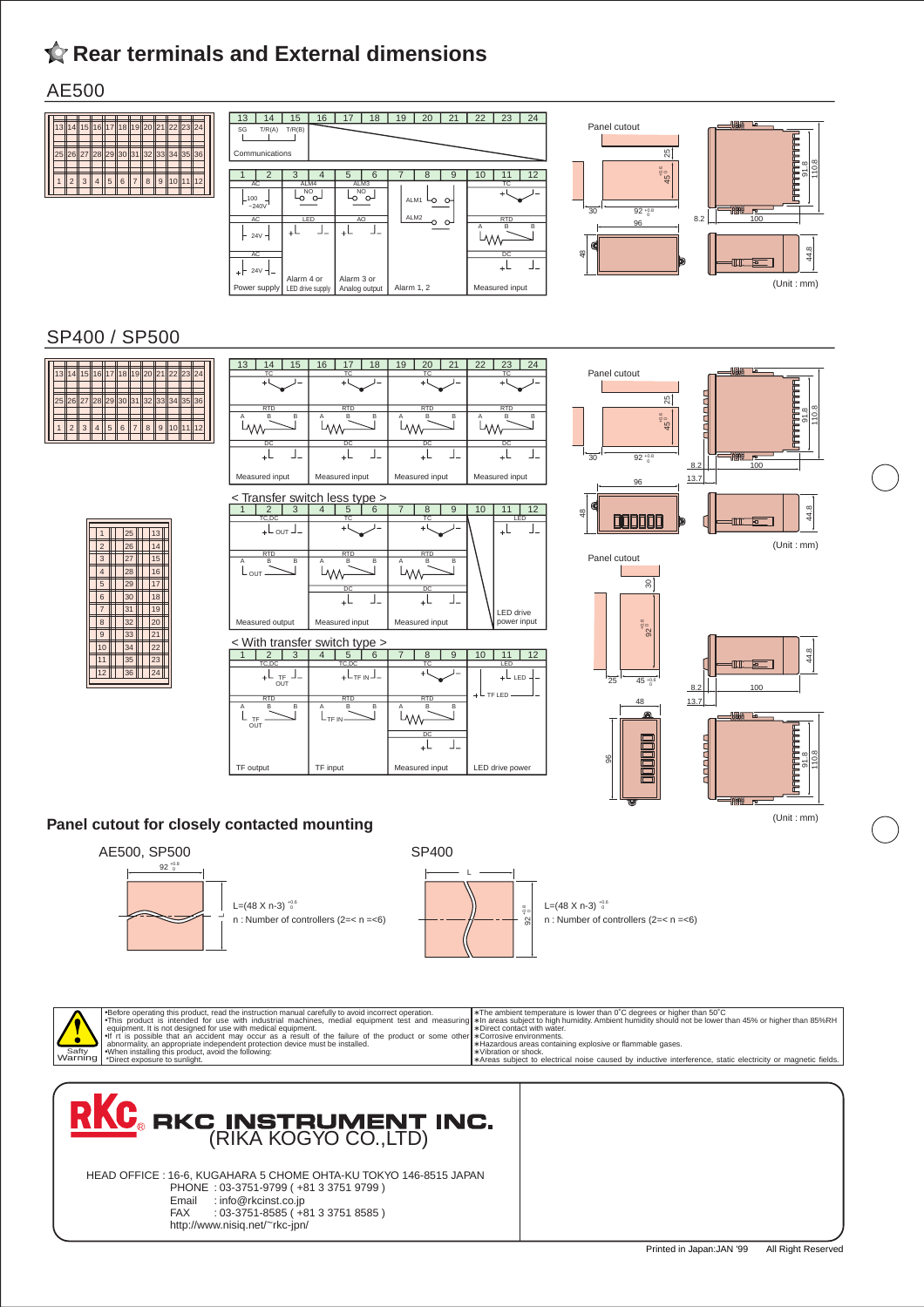# Rear terminals and External dimensions

## AE500

| 13 | 14 | 15 | 16 | 17 | 18 | 19 | 20 | 21 | 22 | 23 | 24 |
|---|---|---|---|---|---|---|---|---|---|---|---|
| SG | T/R(A) | T/R(B) | | | | | | | | | |
| Communications | | | | | | | | | | | |

| 1 | 2 | 3 | 4 | 5 | 6 | 7 | 8 | 9 | 10 | 11 | 12 |
|---|---|---|---|---|---|---|---|---|---|---|---|
| Power supply (AC 100 ~240V / AC 24V / DC 24V) | | Alarm 4 or LED drive supply (ALM4 NO / LED) | | Alarm 3 or Analog output (ALM3 NO / AO) | | Alarm 1, 2 (ALM1 / ALM2) | | | Measured input (TC / RTD A B B / DC) | | |

Panel cutout

25

$45^{+0.6}_{0}$

30

$92^{+0.8}_{0}$

96

8.2

100

91.8

110.8

48

44.8

(Unit : mm)

## SP400 / SP500

| 13 | 14 | 15 | 16 | 17 | 18 | 19 | 20 | 21 | 22 | 23 | 24 |
|---|---|---|---|---|---|---|---|---|---|---|---|
| Measured input (TC / RTD A B B / DC) | | | Measured input (TC / RTD A B B / DC) | | | Measured input (TC / RTD A B B / DC) | | | Measured input (TC / RTD A B B / DC) | | |

< Transfer switch less type >

| 1 | 2 | 3 | 4 | 5 | 6 | 7 | 8 | 9 | 10 | 11 | 12 |
|---|---|---|---|---|---|---|---|---|---|---|---|
| Measured output (TC,DC OUT / RTD A B B OUT) | | | Measured input (TC / RTD A B B / DC) | | | Measured input (TC / RTD A B B / DC) | | | LED drive power input (LED) | | |

< With transfer switch type >

| 1 | 2 | 3 | 4 | 5 | 6 | 7 | 8 | 9 | 10 | 11 | 12 |
|---|---|---|---|---|---|---|---|---|---|---|---|
| TF output (TC,DC TF OUT / RTD A B B TF OUT) | | | TF input (TC,DC TF IN / RTD A B B TF IN) | | | Measured input (TC / RTD A B B / DC) | | | LED drive power (LED / TF LED) | | |

Panel cutout

25

$45^{+0.6}_{0}$

30

$92^{+0.8}_{0}$

96

8.2

13.7

100

91.8

110.8

48

44.8

(Unit : mm)

Panel cutout

30

$92^{+0.8}_{0}$

25

$45^{+0.6}_{0}$

48

8.2

13.7

100

44.8

96

91.8

110.8

(Unit : mm)

## Panel cutout for closely contacted mounting

AE500, SP500

$92^{+0.8}_{0}$

L

$L=(48 \times n-3)^{+0.6}_{0}$

n : Number of controllers (2=< n =<6)

SP400

L

$92^{+0.8}_{0}$

$L=(48 \times n-3)^{+0.6}_{0}$

n : Number of controllers (2=< n =<6)

**Safty Warning**

- •Before operating this product, read the instruction manual carefully to avoid incorrect operation.
- •This product is intended for use with industrial machines, medial equipment test and measuring equipment. It is not designed for use with medical equipment.
- •If it is possible that an accident may occur as a result of the failure of the product or some other abnormality, an appropriate independent protection device must be installed.
- •When installing this product, avoid the following:
- *Direct exposure to sunlight.
- *The ambient temperature is lower than 0˚C degrees or higher than 50˚C
- *In areas subject to high humidity. Ambient humidity should not be lower than 45% or higher than 85%RH
- *Direct contact with water.
- *Corrosive environments.
- *Hazardous areas containing explosive or flammable gases.
- *Vibration or shock.
- *Areas subject to electrical noise caused by inductive interference, static electricity or magnetic fields.

**RKC INSTRUMENT INC.**
(RIKA KOGYO CO.,LTD)

HEAD OFFICE : 16-6, KUGAHARA 5 CHOME OHTA-KU TOKYO 146-8515 JAPAN
PHONE : 03-3751-9799 ( +81 3 3751 9799 )
Email : info@rkcinst.co.jp
FAX : 03-3751-8585 ( +81 3 3751 8585 )
http://www.nisiq.net/~rkc-jpn/

Printed in Japan:JAN '99 All Right Reserved